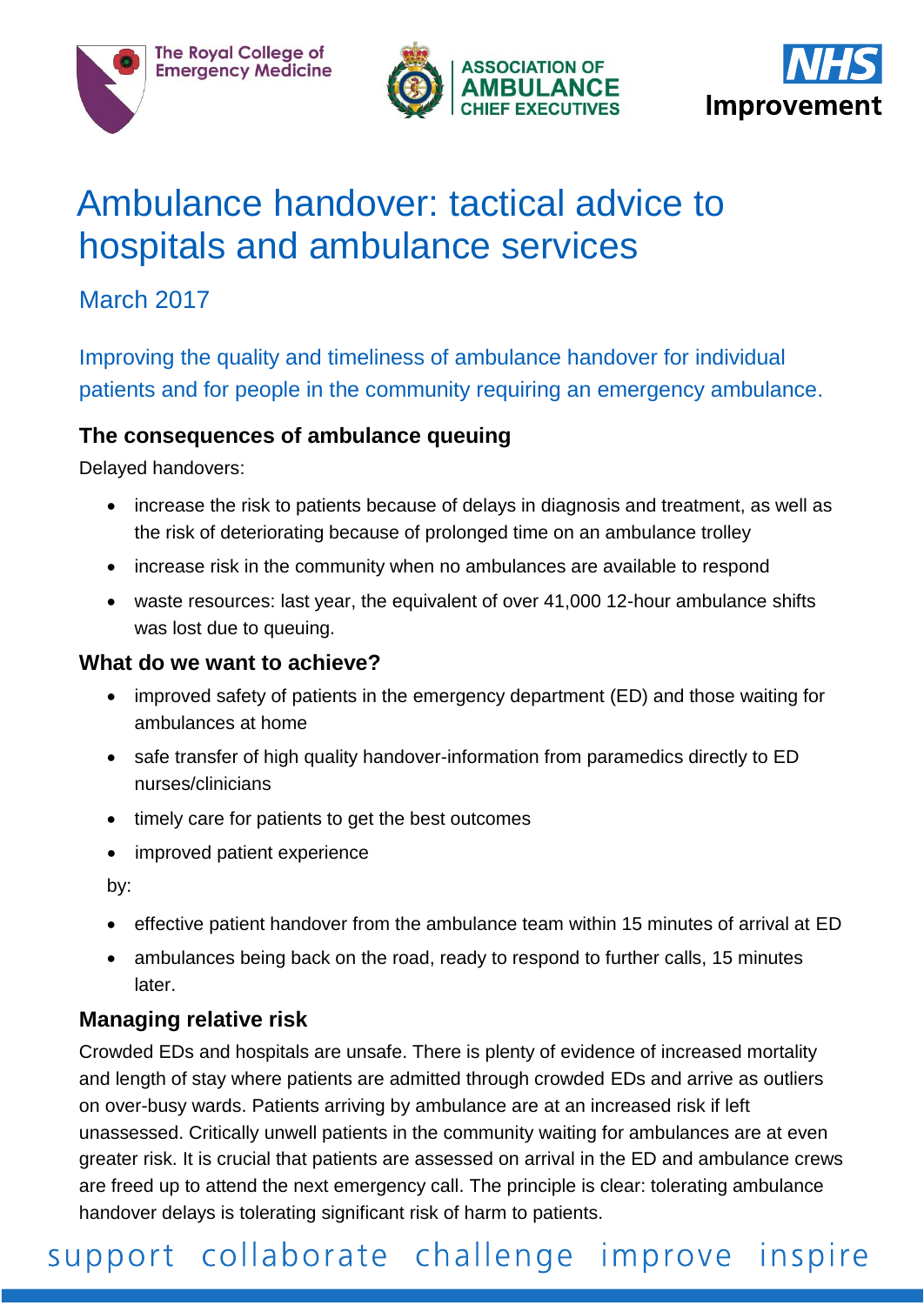The Royal College of Emergency Medicine

ASSOCIATION OF AMBULANCE CHIEF EXECUTIVES

NHS Improvement

# Ambulance handover: tactical advice to hospitals and ambulance services

March 2017

Improving the quality and timeliness of ambulance handover for individual patients and for people in the community requiring an emergency ambulance.

### The consequences of ambulance queuing

Delayed handovers:

- increase the risk to patients because of delays in diagnosis and treatment, as well as the risk of deteriorating because of prolonged time on an ambulance trolley
- increase risk in the community when no ambulances are available to respond
- waste resources: last year, the equivalent of over 41,000 12-hour ambulance shifts was lost due to queuing.

### What do we want to achieve?

- improved safety of patients in the emergency department (ED) and those waiting for ambulances at home
- safe transfer of high quality handover-information from paramedics directly to ED nurses/clinicians
- timely care for patients to get the best outcomes
- improved patient experience

by:

- effective patient handover from the ambulance team within 15 minutes of arrival at ED
- ambulances being back on the road, ready to respond to further calls, 15 minutes later.

### Managing relative risk

Crowded EDs and hospitals are unsafe. There is plenty of evidence of increased mortality and length of stay where patients are admitted through crowded EDs and arrive as outliers on over-busy wards. Patients arriving by ambulance are at an increased risk if left unassessed. Critically unwell patients in the community waiting for ambulances are at even greater risk. It is crucial that patients are assessed on arrival in the ED and ambulance crews are freed up to attend the next emergency call. The principle is clear: tolerating ambulance handover delays is tolerating significant risk of harm to patients.

support collaborate challenge improve inspire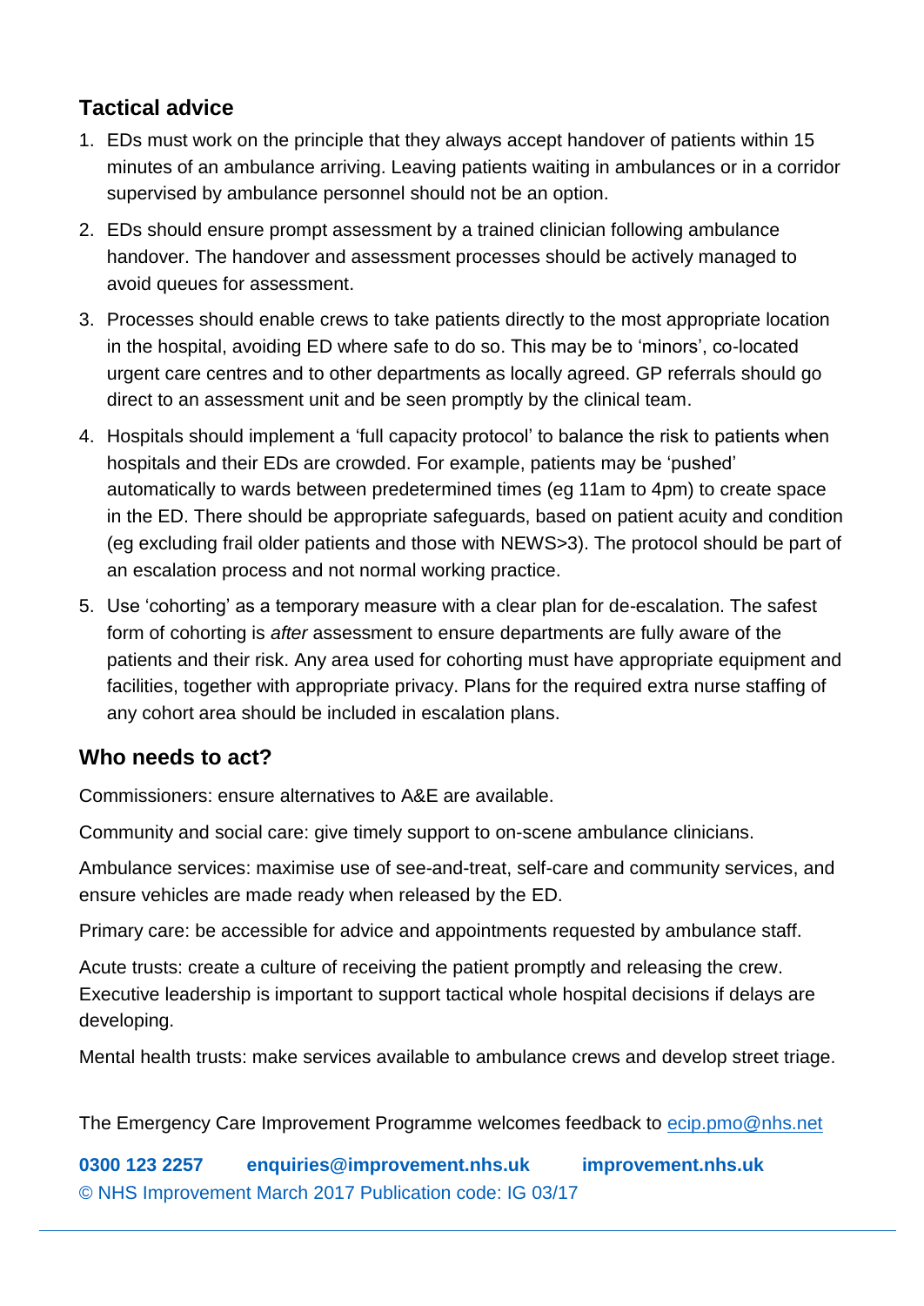## Tactical advice

1. EDs must work on the principle that they always accept handover of patients within 15 minutes of an ambulance arriving. Leaving patients waiting in ambulances or in a corridor supervised by ambulance personnel should not be an option.
2. EDs should ensure prompt assessment by a trained clinician following ambulance handover. The handover and assessment processes should be actively managed to avoid queues for assessment.
3. Processes should enable crews to take patients directly to the most appropriate location in the hospital, avoiding ED where safe to do so. This may be to 'minors', co-located urgent care centres and to other departments as locally agreed. GP referrals should go direct to an assessment unit and be seen promptly by the clinical team.
4. Hospitals should implement a 'full capacity protocol' to balance the risk to patients when hospitals and their EDs are crowded. For example, patients may be 'pushed' automatically to wards between predetermined times (eg 11am to 4pm) to create space in the ED. There should be appropriate safeguards, based on patient acuity and condition (eg excluding frail older patients and those with NEWS>3). The protocol should be part of an escalation process and not normal working practice.
5. Use 'cohorting' as a temporary measure with a clear plan for de-escalation. The safest form of cohorting is *after* assessment to ensure departments are fully aware of the patients and their risk. Any area used for cohorting must have appropriate equipment and facilities, together with appropriate privacy. Plans for the required extra nurse staffing of any cohort area should be included in escalation plans.

## Who needs to act?

Commissioners: ensure alternatives to A&E are available.

Community and social care: give timely support to on-scene ambulance clinicians.

Ambulance services: maximise use of see-and-treat, self-care and community services, and ensure vehicles are made ready when released by the ED.

Primary care: be accessible for advice and appointments requested by ambulance staff.

Acute trusts: create a culture of receiving the patient promptly and releasing the crew. Executive leadership is important to support tactical whole hospital decisions if delays are developing.

Mental health trusts: make services available to ambulance crews and develop street triage.

The Emergency Care Improvement Programme welcomes feedback to ecip.pmo@nhs.net

**0300 123 2257** **enquiries@improvement.nhs.uk** **improvement.nhs.uk**

© NHS Improvement March 2017 Publication code: IG 03/17